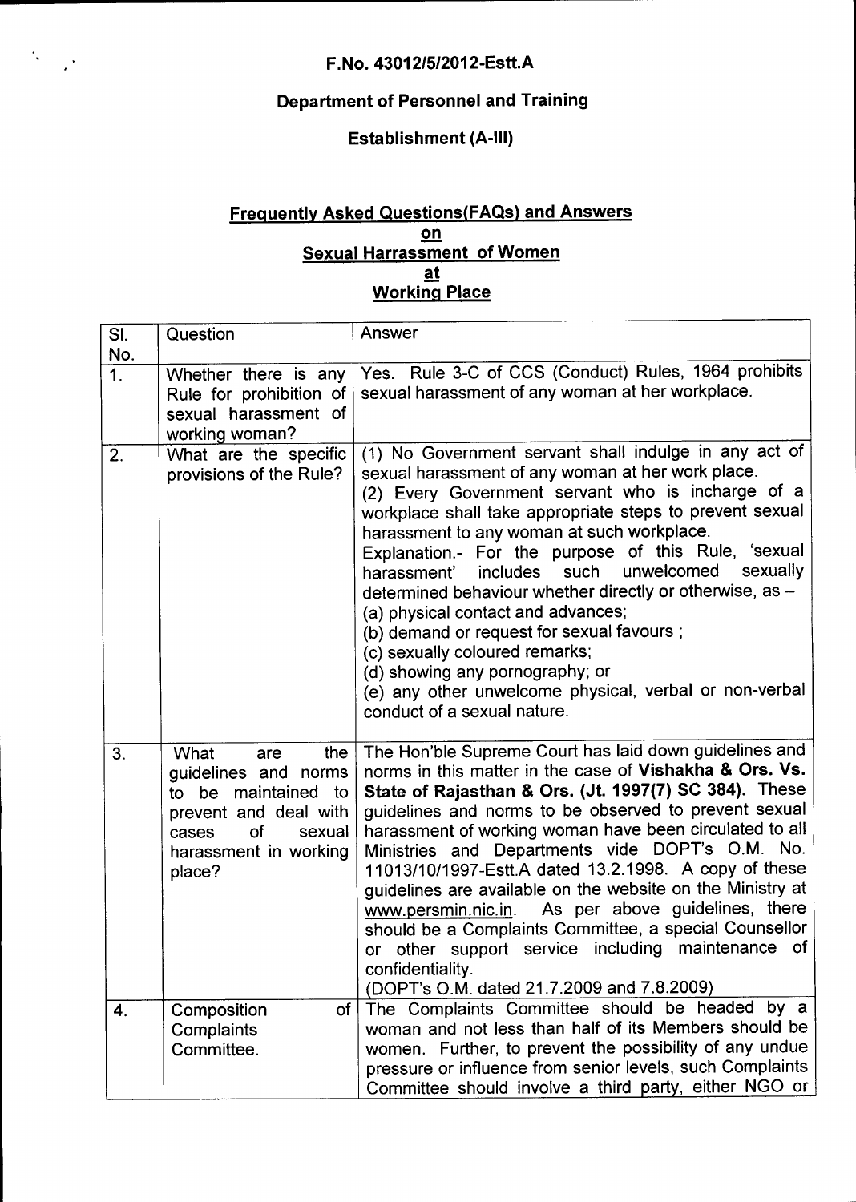**F.No. 43012/5/2012-Estt.A**

**Department of Personnel and Training**

**Establishment (A-III)**

## Frequently Asked Questions(FAQs) and Answers on Sexual Harrassment of Women at Working Place

| Sl. No. | Question | Answer |
|---|---|---|
| 1. | Whether there is any Rule for prohibition of sexual harassment of working woman? | Yes. Rule 3-C of CCS (Conduct) Rules, 1964 prohibits sexual harassment of any woman at her workplace. |
| 2. | What are the specific provisions of the Rule? | (1) No Government servant shall indulge in any act of sexual harassment of any woman at her work place.<br>(2) Every Government servant who is incharge of a workplace shall take appropriate steps to prevent sexual harassment to any woman at such workplace.<br>Explanation.- For the purpose of this Rule, 'sexual harassment' includes such unwelcomed sexually determined behaviour whether directly or otherwise, as –<br>(a) physical contact and advances;<br>(b) demand or request for sexual favours ;<br>(c) sexually coloured remarks;<br>(d) showing any pornography; or<br>(e) any other unwelcome physical, verbal or non-verbal conduct of a sexual nature. |
| 3. | What are the guidelines and norms to be maintained to prevent and deal with cases of sexual harassment in working place? | The Hon'ble Supreme Court has laid down guidelines and norms in this matter in the case of **Vishakha & Ors. Vs. State of Rajasthan & Ors. (Jt. 1997(7) SC 384).** These guidelines and norms to be observed to prevent sexual harassment of working woman have been circulated to all Ministries and Departments vide DOPT's O.M. No. 11013/10/1997-Estt.A dated 13.2.1998. A copy of these guidelines are available on the website on the Ministry at www.persmin.nic.in. As per above guidelines, there should be a Complaints Committee, a special Counsellor or other support service including maintenance of confidentiality.<br>(DOPT's O.M. dated 21.7.2009 and 7.8.2009) |
| 4. | Composition of Complaints Committee. | The Complaints Committee should be headed by a woman and not less than half of its Members should be women. Further, to prevent the possibility of any undue pressure or influence from senior levels, such Complaints Committee should involve a third party, either NGO or |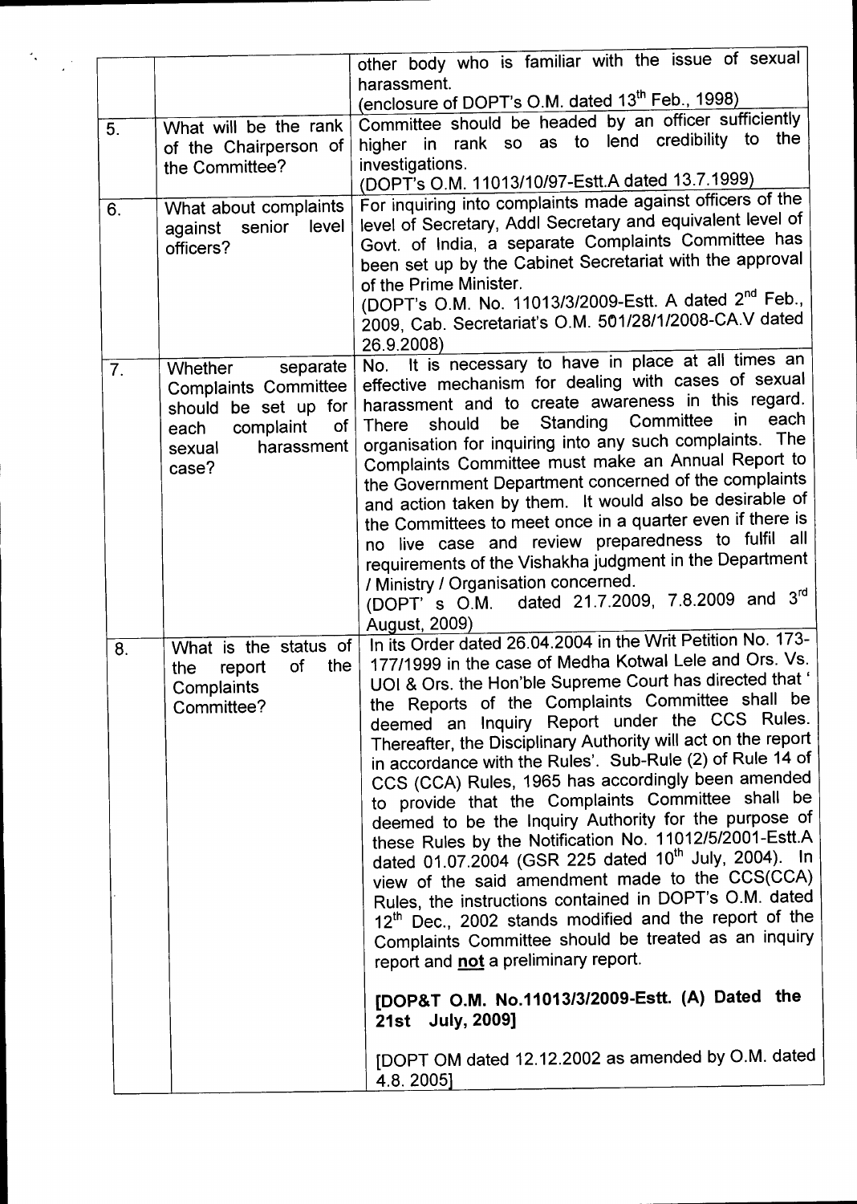| | | |
|---|---|---|
| | | other body who is familiar with the issue of sexual harassment. (enclosure of DOPT's O.M. dated 13th Feb., 1998) |
| 5. | What will be the rank of the Chairperson of the Committee? | Committee should be headed by an officer sufficiently higher in rank so as to lend credibility to the investigations. (DOPT's O.M. 11013/10/97-Estt.A dated 13.7.1999) |
| 6. | What about complaints against senior level officers? | For inquiring into complaints made against officers of the level of Secretary, Addl Secretary and equivalent level of Govt. of India, a separate Complaints Committee has been set up by the Cabinet Secretariat with the approval of the Prime Minister. (DOPT's O.M. No. 11013/3/2009-Estt. A dated 2nd Feb., 2009, Cab. Secretariat's O.M. 501/28/1/2008-CA.V dated 26.9.2008) |
| 7. | Whether separate Complaints Committee should be set up for each complaint of sexual harassment case? | No. It is necessary to have in place at all times an effective mechanism for dealing with cases of sexual harassment and to create awareness in this regard. There should be Standing Committee in each organisation for inquiring into any such complaints. The Complaints Committee must make an Annual Report to the Government Department concerned of the complaints and action taken by them. It would also be desirable of the Committees to meet once in a quarter even if there is no live case and review preparedness to fulfil all requirements of the Vishakha judgment in the Department / Ministry / Organisation concerned. (DOPT' s O.M. dated 21.7.2009, 7.8.2009 and 3rd August, 2009) |
| 8. | What is the status of the report of the Complaints Committee? | In its Order dated 26.04.2004 in the Writ Petition No. 173-177/1999 in the case of Medha Kotwal Lele and Ors. Vs. UOI & Ors. the Hon'ble Supreme Court has directed that ' the Reports of the Complaints Committee shall be deemed an Inquiry Report under the CCS Rules. Thereafter, the Disciplinary Authority will act on the report in accordance with the Rules'. Sub-Rule (2) of Rule 14 of CCS (CCA) Rules, 1965 has accordingly been amended to provide that the Complaints Committee shall be deemed to be the Inquiry Authority for the purpose of these Rules by the Notification No. 11012/5/2001-Estt.A dated 01.07.2004 (GSR 225 dated 10th July, 2004). In view of the said amendment made to the CCS(CCA) Rules, the instructions contained in DOPT's O.M. dated 12th Dec., 2002 stands modified and the report of the Complaints Committee should be treated as an inquiry report and **not** a preliminary report.<br><br>**[DOP&T O.M. No.11013/3/2009-Estt. (A) Dated the 21st July, 2009]**<br><br>[DOPT OM dated 12.12.2002 as amended by O.M. dated 4.8. 2005] |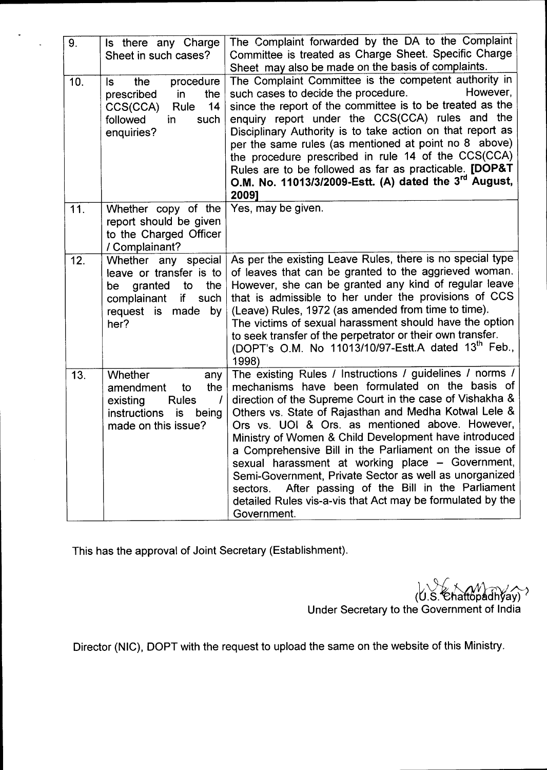| | | |
|---|---|---|
| 9. | Is there any Charge Sheet in such cases? | The Complaint forwarded by the DA to the Complaint Committee is treated as Charge Sheet. Specific Charge Sheet may also be made on the basis of complaints. |
| 10. | Is the procedure prescribed in the CCS(CCA) Rule 14 followed in such enquiries? | The Complaint Committee is the competent authority in such cases to decide the procedure. However, since the report of the committee is to be treated as the enquiry report under the CCS(CCA) rules and the Disciplinary Authority is to take action on that report as per the same rules (as mentioned at point no 8 above) the procedure prescribed in rule 14 of the CCS(CCA) Rules are to be followed as far as practicable. **[DOP&T O.M. No. 11013/3/2009-Estt. (A) dated the 3rd August, 2009]** |
| 11. | Whether copy of the report should be given to the Charged Officer / Complainant? | Yes, may be given. |
| 12. | Whether any special leave or transfer is to be granted to the complainant if such request is made by her? | As per the existing Leave Rules, there is no special type of leaves that can be granted to the aggrieved woman. However, she can be granted any kind of regular leave that is admissible to her under the provisions of CCS (Leave) Rules, 1972 (as amended from time to time).<br>The victims of sexual harassment should have the option to seek transfer of the perpetrator or their own transfer. (DOPT's O.M. No 11013/10/97-Estt.A dated 13th Feb., 1998) |
| 13. | Whether any amendment to the existing Rules / instructions is being made on this issue? | The existing Rules / Instructions / guidelines / norms / mechanisms have been formulated on the basis of direction of the Supreme Court in the case of Vishakha & Others vs. State of Rajasthan and Medha Kotwal Lele & Ors vs. UOI & Ors. as mentioned above. However, Ministry of Women & Child Development have introduced a Comprehensive Bill in the Parliament on the issue of sexual harassment at working place – Government, Semi-Government, Private Sector as well as unorganized sectors. After passing of the Bill in the Parliament detailed Rules vis-a-vis that Act may be formulated by the Government. |

This has the approval of Joint Secretary (Establishment).

(U.S. Chattopadhyay)
Under Secretary to the Government of India

Director (NIC), DOPT with the request to upload the same on the website of this Ministry.